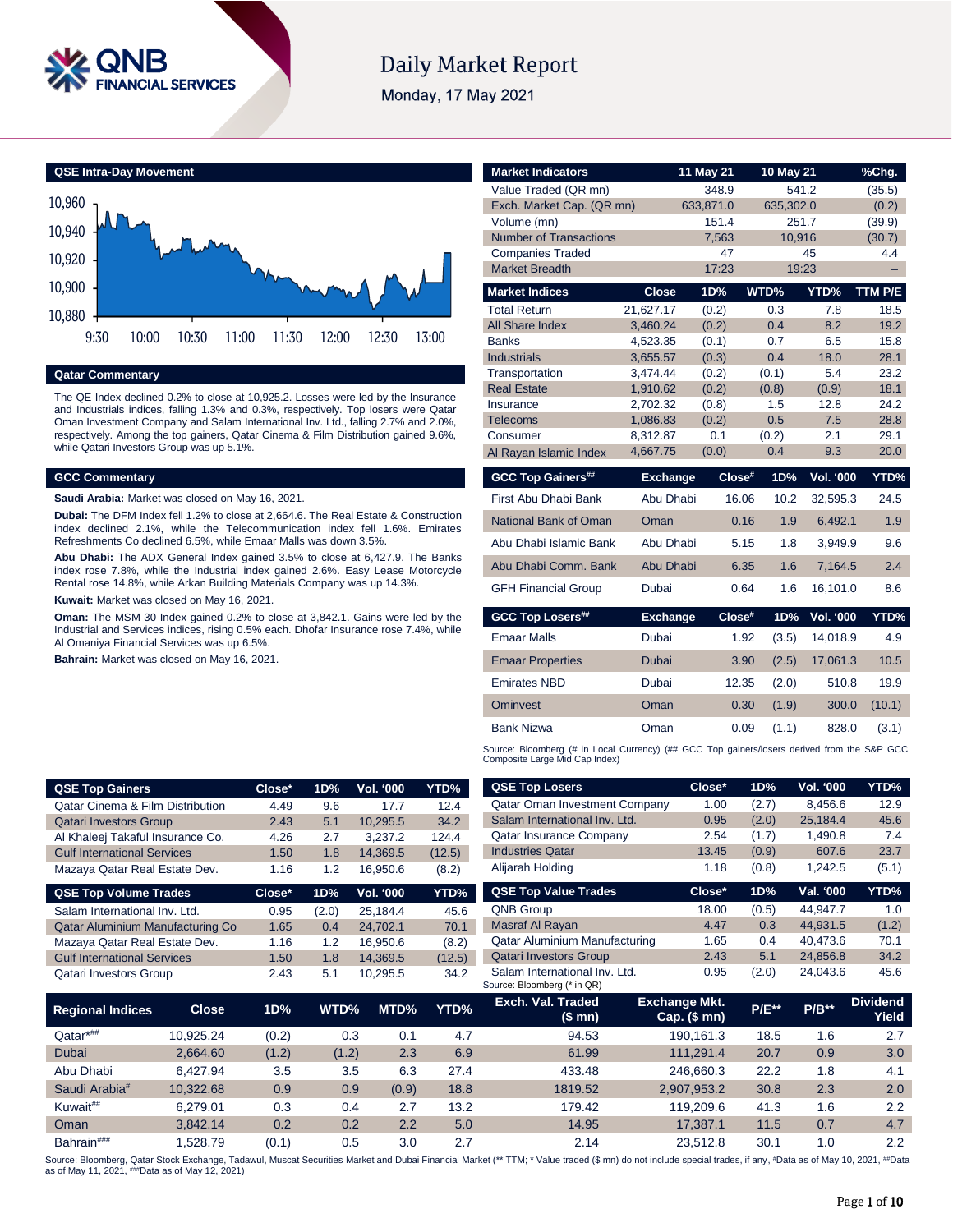# Daily Market Report

Monday, 17 May 2021

## QSE Intra-Day Movement

## Qatar Commentary

The QE Index declined 0.2% to close at 10,925.2. Losses were led by the Insurance and Industrials indices, falling 1.3% and 0.3%, respectively. Top losers were Qatar Oman Investment Company and Salam International Inv. Ltd., falling 2.7% and 2.0%, respectively. Among the top gainers, Qatar Cinema & Film Distribution gained 9.6%, while Qatari Investors Group was up 5.1%.

## GCC Commentary

**Saudi Arabia:** Market was closed on May 16, 2021.

**Dubai:** The DFM Index fell 1.2% to close at 2,664.6. The Real Estate & Construction index declined 2.1%, while the Telecommunication index fell 1.6%. Emirates Refreshments Co declined 6.5%, while Emaar Malls was down 3.5%.

**Abu Dhabi:** The ADX General Index gained 3.5% to close at 6,427.9. The Banks index rose 7.8%, while the Industrial index gained 2.6%. Easy Lease Motorcycle Rental rose 14.8%, while Arkan Building Materials Company was up 14.3%.

**Kuwait:** Market was closed on May 16, 2021.

**Oman:** The MSM 30 Index gained 0.2% to close at 3,842.1. Gains were led by the Industrial and Services indices, rising 0.5% each. Dhofar Insurance rose 7.4%, while Al Omaniya Financial Services was up 6.5%.

**Bahrain:** Market was closed on May 16, 2021.

| Market Indicators | 11 May 21 | 10 May 21 | %Chg. |
|---|---|---|---|
| Value Traded (QR mn) | 348.9 | 541.2 | (35.5) |
| Exch. Market Cap. (QR mn) | 633,871.0 | 635,302.0 | (0.2) |
| Volume (mn) | 151.4 | 251.7 | (39.9) |
| Number of Transactions | 7,563 | 10,916 | (30.7) |
| Companies Traded | 47 | 45 | 4.4 |
| Market Breadth | 17:23 | 19:23 | – |

| Market Indices | Close | 1D% | WTD% | YTD% | TTM P/E |
|---|---|---|---|---|---|
| Total Return | 21,627.17 | (0.2) | 0.3 | 7.8 | 18.5 |
| All Share Index | 3,460.24 | (0.2) | 0.4 | 8.2 | 19.2 |
| Banks | 4,523.35 | (0.1) | 0.7 | 6.5 | 15.8 |
| Industrials | 3,655.57 | (0.3) | 0.4 | 18.0 | 28.1 |
| Transportation | 3,474.44 | (0.2) | (0.1) | 5.4 | 23.2 |
| Real Estate | 1,910.62 | (0.2) | (0.8) | (0.9) | 18.1 |
| Insurance | 2,702.32 | (0.8) | 1.5 | 12.8 | 24.2 |
| Telecoms | 1,086.83 | (0.2) | 0.5 | 7.5 | 28.8 |
| Consumer | 8,312.87 | 0.1 | (0.2) | 2.1 | 29.1 |
| Al Rayan Islamic Index | 4,667.75 | (0.0) | 0.4 | 9.3 | 20.0 |

| GCC Top Gainers## | Exchange | Close# | 1D% | Vol. '000 | YTD% |
|---|---|---|---|---|---|
| First Abu Dhabi Bank | Abu Dhabi | 16.06 | 10.2 | 32,595.3 | 24.5 |
| National Bank of Oman | Oman | 0.16 | 1.9 | 6,492.1 | 1.9 |
| Abu Dhabi Islamic Bank | Abu Dhabi | 5.15 | 1.8 | 3,949.9 | 9.6 |
| Abu Dhabi Comm. Bank | Abu Dhabi | 6.35 | 1.6 | 7,164.5 | 2.4 |
| GFH Financial Group | Dubai | 0.64 | 1.6 | 16,101.0 | 8.6 |

| GCC Top Losers## | Exchange | Close# | 1D% | Vol. '000 | YTD% |
|---|---|---|---|---|---|
| Emaar Malls | Dubai | 1.92 | (3.5) | 14,018.9 | 4.9 |
| Emaar Properties | Dubai | 3.90 | (2.5) | 17,061.3 | 10.5 |
| Emirates NBD | Dubai | 12.35 | (2.0) | 510.8 | 19.9 |
| Ominvest | Oman | 0.30 | (1.9) | 300.0 | (10.1) |
| Bank Nizwa | Oman | 0.09 | (1.1) | 828.0 | (3.1) |

Source: Bloomberg (# in Local Currency) (## GCC Top gainers/losers derived from the S&P GCC Composite Large Mid Cap Index)

| QSE Top Gainers | Close* | 1D% | Vol. '000 | YTD% |
|---|---|---|---|---|
| Qatar Cinema & Film Distribution | 4.49 | 9.6 | 17.7 | 12.4 |
| Qatari Investors Group | 2.43 | 5.1 | 10,295.5 | 34.2 |
| Al Khaleej Takaful Insurance Co. | 4.26 | 2.7 | 3,237.2 | 124.4 |
| Gulf International Services | 1.50 | 1.8 | 14,369.5 | (12.5) |
| Mazaya Qatar Real Estate Dev. | 1.16 | 1.2 | 16,950.6 | (8.2) |

| QSE Top Volume Trades | Close* | 1D% | Vol. '000 | YTD% |
|---|---|---|---|---|
| Salam International Inv. Ltd. | 0.95 | (2.0) | 25,184.4 | 45.6 |
| Qatar Aluminium Manufacturing Co | 1.65 | 0.4 | 24,702.1 | 70.1 |
| Mazaya Qatar Real Estate Dev. | 1.16 | 1.2 | 16,950.6 | (8.2) |
| Gulf International Services | 1.50 | 1.8 | 14,369.5 | (12.5) |
| Qatari Investors Group | 2.43 | 5.1 | 10,295.5 | 34.2 |

| QSE Top Losers | Close* | 1D% | Vol. '000 | YTD% |
|---|---|---|---|---|
| Qatar Oman Investment Company | 1.00 | (2.7) | 8,456.6 | 12.9 |
| Salam International Inv. Ltd. | 0.95 | (2.0) | 25,184.4 | 45.6 |
| Qatar Insurance Company | 2.54 | (1.7) | 1,490.8 | 7.4 |
| Industries Qatar | 13.45 | (0.9) | 607.6 | 23.7 |
| Alijarah Holding | 1.18 | (0.8) | 1,242.5 | (5.1) |

| QSE Top Value Trades | Close* | 1D% | Val. '000 | YTD% |
|---|---|---|---|---|
| QNB Group | 18.00 | (0.5) | 44,947.7 | 1.0 |
| Masraf Al Rayan | 4.47 | 0.3 | 44,931.5 | (1.2) |
| Qatar Aluminium Manufacturing | 1.65 | 0.4 | 40,473.6 | 70.1 |
| Qatari Investors Group | 2.43 | 5.1 | 24,856.8 | 34.2 |
| Salam International Inv. Ltd. | 0.95 | (2.0) | 24,043.6 | 45.6 |

Source: Bloomberg (* in QR)

| Regional Indices | Close | 1D% | WTD% | MTD% | YTD% | Exch. Val. Traded ($ mn) | Exchange Mkt. Cap. ($ mn) | P/E** | P/B** | Dividend Yield |
|---|---|---|---|---|---|---|---|---|---|---|
| Qatar*## | 10,925.24 | (0.2) | 0.3 | 0.1 | 4.7 | 94.53 | 190,161.3 | 18.5 | 1.6 | 2.7 |
| Dubai | 2,664.60 | (1.2) | (1.2) | 2.3 | 6.9 | 61.99 | 111,291.4 | 20.7 | 0.9 | 3.0 |
| Abu Dhabi | 6,427.94 | 3.5 | 3.5 | 6.3 | 27.4 | 433.48 | 246,660.3 | 22.2 | 1.8 | 4.1 |
| Saudi Arabia# | 10,322.68 | 0.9 | 0.9 | (0.9) | 18.8 | 1819.52 | 2,907,953.2 | 30.8 | 2.3 | 2.0 |
| Kuwait## | 6,279.01 | 0.3 | 0.4 | 2.7 | 13.2 | 179.42 | 119,209.6 | 41.3 | 1.6 | 2.2 |
| Oman | 3,842.14 | 0.2 | 0.2 | 2.2 | 5.0 | 14.95 | 17,387.1 | 11.5 | 0.7 | 4.7 |
| Bahrain### | 1,528.79 | (0.1) | 0.5 | 3.0 | 2.7 | 2.14 | 23,512.8 | 30.1 | 1.0 | 2.2 |

Source: Bloomberg, Qatar Stock Exchange, Tadawul, Muscat Securities Market and Dubai Financial Market (** TTM; * Value traded ($ mn) do not include special trades, if any, #Data as of May 10, 2021, ##Data as of May 11, 2021, ###Data as of May 12, 2021)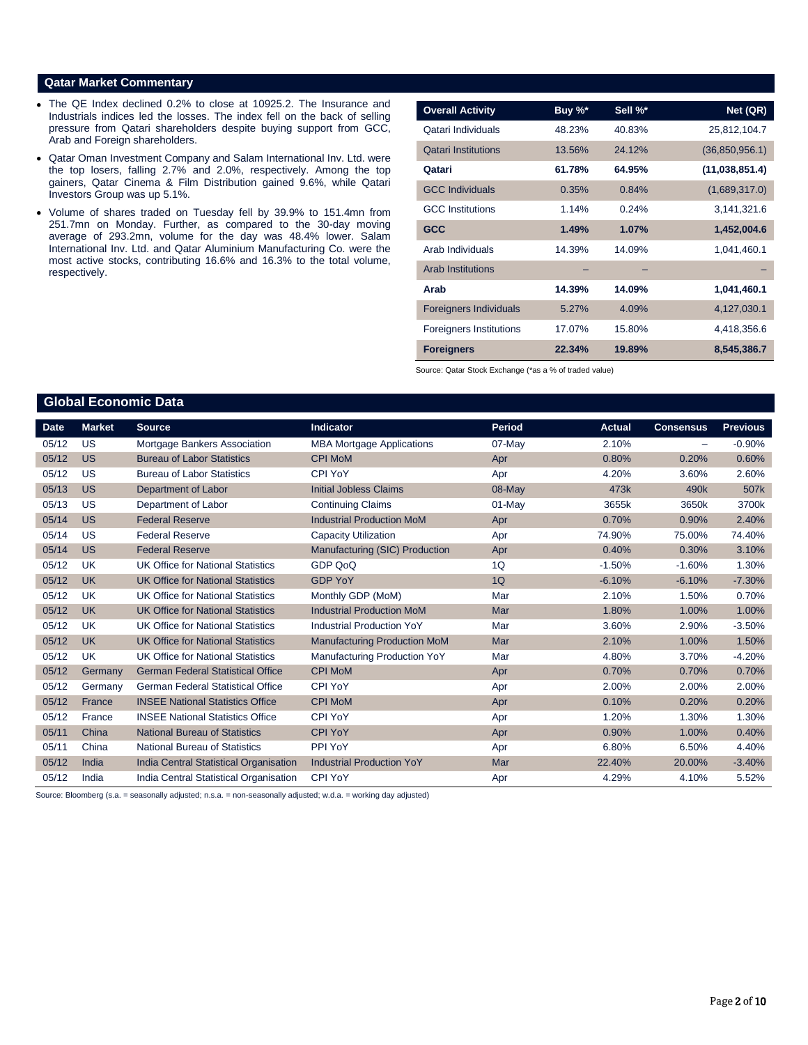## Qatar Market Commentary

- The QE Index declined 0.2% to close at 10925.2. The Insurance and Industrials indices led the losses. The index fell on the back of selling pressure from Qatari shareholders despite buying support from GCC, Arab and Foreign shareholders.
- Qatar Oman Investment Company and Salam International Inv. Ltd. were the top losers, falling 2.7% and 2.0%, respectively. Among the top gainers, Qatar Cinema & Film Distribution gained 9.6%, while Qatari Investors Group was up 5.1%.
- Volume of shares traded on Tuesday fell by 39.9% to 151.4mn from 251.7mn on Monday. Further, as compared to the 30-day moving average of 293.2mn, volume for the day was 48.4% lower. Salam International Inv. Ltd. and Qatar Aluminium Manufacturing Co. were the most active stocks, contributing 16.6% and 16.3% to the total volume, respectively.

| Overall Activity | Buy %* | Sell %* | Net (QR) |
|---|---|---|---|
| Qatari Individuals | 48.23% | 40.83% | 25,812,104.7 |
| Qatari Institutions | 13.56% | 24.12% | (36,850,956.1) |
| **Qatari** | **61.78%** | **64.95%** | **(11,038,851.4)** |
| GCC Individuals | 0.35% | 0.84% | (1,689,317.0) |
| GCC Institutions | 1.14% | 0.24% | 3,141,321.6 |
| **GCC** | **1.49%** | **1.07%** | **1,452,004.6** |
| Arab Individuals | 14.39% | 14.09% | 1,041,460.1 |
| Arab Institutions | – | – | – |
| **Arab** | **14.39%** | **14.09%** | **1,041,460.1** |
| Foreigners Individuals | 5.27% | 4.09% | 4,127,030.1 |
| Foreigners Institutions | 17.07% | 15.80% | 4,418,356.6 |
| **Foreigners** | **22.34%** | **19.89%** | **8,545,386.7** |

Source: Qatar Stock Exchange (*as a % of traded value)

## Global Economic Data

| Date | Market | Source | Indicator | Period | Actual | Consensus | Previous |
|---|---|---|---|---|---|---|---|
| 05/12 | US | Mortgage Bankers Association | MBA Mortgage Applications | 07-May | 2.10% | – | -0.90% |
| 05/12 | US | Bureau of Labor Statistics | CPI MoM | Apr | 0.80% | 0.20% | 0.60% |
| 05/12 | US | Bureau of Labor Statistics | CPI YoY | Apr | 4.20% | 3.60% | 2.60% |
| 05/13 | US | Department of Labor | Initial Jobless Claims | 08-May | 473k | 490k | 507k |
| 05/13 | US | Department of Labor | Continuing Claims | 01-May | 3655k | 3650k | 3700k |
| 05/14 | US | Federal Reserve | Industrial Production MoM | Apr | 0.70% | 0.90% | 2.40% |
| 05/14 | US | Federal Reserve | Capacity Utilization | Apr | 74.90% | 75.00% | 74.40% |
| 05/14 | US | Federal Reserve | Manufacturing (SIC) Production | Apr | 0.40% | 0.30% | 3.10% |
| 05/12 | UK | UK Office for National Statistics | GDP QoQ | 1Q | -1.50% | -1.60% | 1.30% |
| 05/12 | UK | UK Office for National Statistics | GDP YoY | 1Q | -6.10% | -6.10% | -7.30% |
| 05/12 | UK | UK Office for National Statistics | Monthly GDP (MoM) | Mar | 2.10% | 1.50% | 0.70% |
| 05/12 | UK | UK Office for National Statistics | Industrial Production MoM | Mar | 1.80% | 1.00% | 1.00% |
| 05/12 | UK | UK Office for National Statistics | Industrial Production YoY | Mar | 3.60% | 2.90% | -3.50% |
| 05/12 | UK | UK Office for National Statistics | Manufacturing Production MoM | Mar | 2.10% | 1.00% | 1.50% |
| 05/12 | UK | UK Office for National Statistics | Manufacturing Production YoY | Mar | 4.80% | 3.70% | -4.20% |
| 05/12 | Germany | German Federal Statistical Office | CPI MoM | Apr | 0.70% | 0.70% | 0.70% |
| 05/12 | Germany | German Federal Statistical Office | CPI YoY | Apr | 2.00% | 2.00% | 2.00% |
| 05/12 | France | INSEE National Statistics Office | CPI MoM | Apr | 0.10% | 0.20% | 0.20% |
| 05/12 | France | INSEE National Statistics Office | CPI YoY | Apr | 1.20% | 1.30% | 1.30% |
| 05/11 | China | National Bureau of Statistics | CPI YoY | Apr | 0.90% | 1.00% | 0.40% |
| 05/11 | China | National Bureau of Statistics | PPI YoY | Apr | 6.80% | 6.50% | 4.40% |
| 05/12 | India | India Central Statistical Organisation | Industrial Production YoY | Mar | 22.40% | 20.00% | -3.40% |
| 05/12 | India | India Central Statistical Organisation | CPI YoY | Apr | 4.29% | 4.10% | 5.52% |

Source: Bloomberg (s.a. = seasonally adjusted; n.s.a. = non-seasonally adjusted; w.d.a. = working day adjusted)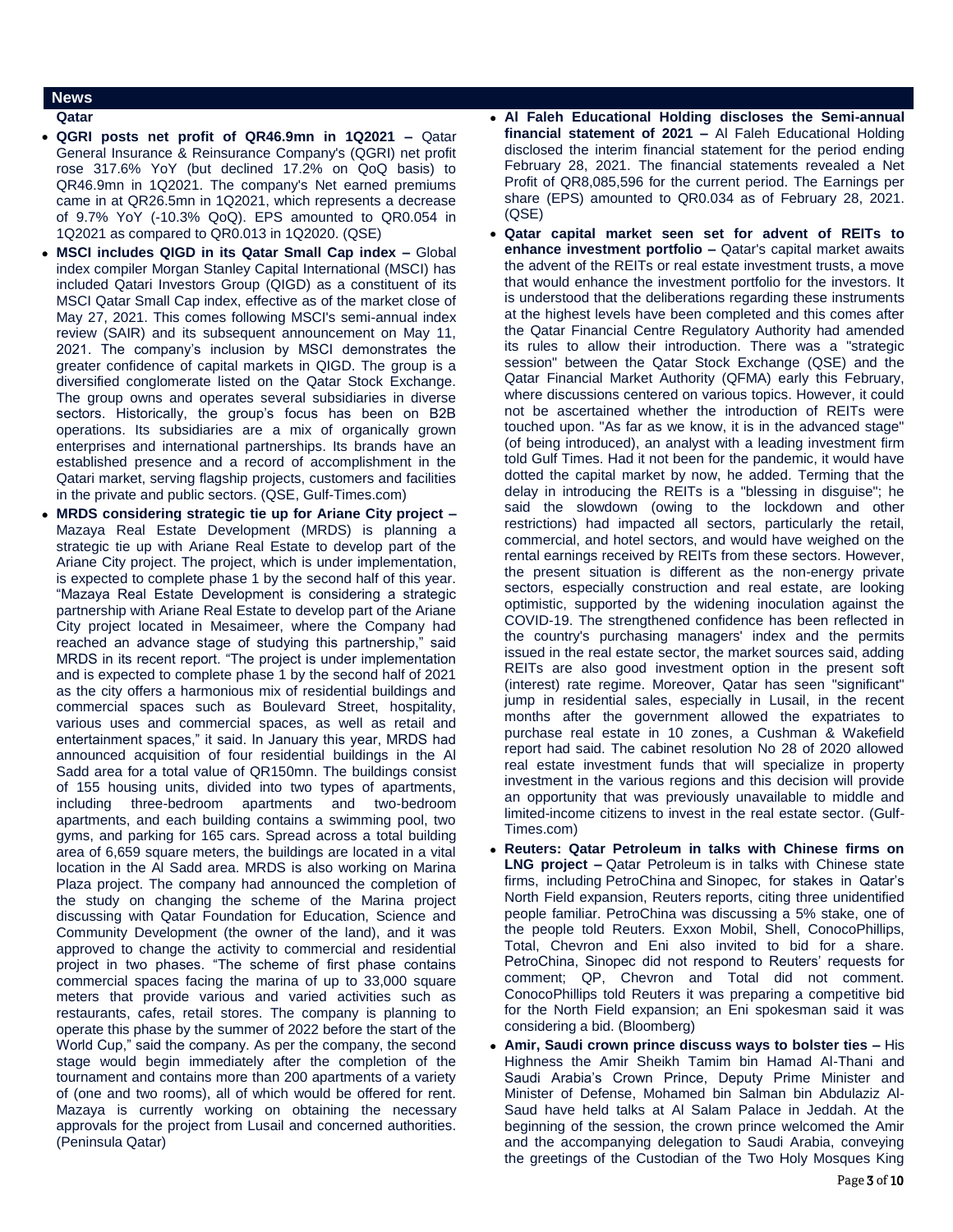## News

### Qatar

- **QGRI posts net profit of QR46.9mn in 1Q2021 –** Qatar General Insurance & Reinsurance Company's (QGRI) net profit rose 317.6% YoY (but declined 17.2% on QoQ basis) to QR46.9mn in 1Q2021. The company's Net earned premiums came in at QR26.5mn in 1Q2021, which represents a decrease of 9.7% YoY (-10.3% QoQ). EPS amounted to QR0.054 in 1Q2021 as compared to QR0.013 in 1Q2020. (QSE)
- **MSCI includes QIGD in its Qatar Small Cap index –** Global index compiler Morgan Stanley Capital International (MSCI) has included Qatari Investors Group (QIGD) as a constituent of its MSCI Qatar Small Cap index, effective as of the market close of May 27, 2021. This comes following MSCI's semi-annual index review (SAIR) and its subsequent announcement on May 11, 2021. The company's inclusion by MSCI demonstrates the greater confidence of capital markets in QIGD. The group is a diversified conglomerate listed on the Qatar Stock Exchange. The group owns and operates several subsidiaries in diverse sectors. Historically, the group's focus has been on B2B operations. Its subsidiaries are a mix of organically grown enterprises and international partnerships. Its brands have an established presence and a record of accomplishment in the Qatari market, serving flagship projects, customers and facilities in the private and public sectors. (QSE, Gulf-Times.com)
- **MRDS considering strategic tie up for Ariane City project –** Mazaya Real Estate Development (MRDS) is planning a strategic tie up with Ariane Real Estate to develop part of the Ariane City project. The project, which is under implementation, is expected to complete phase 1 by the second half of this year. "Mazaya Real Estate Development is considering a strategic partnership with Ariane Real Estate to develop part of the Ariane City project located in Mesaimeer, where the Company had reached an advance stage of studying this partnership," said MRDS in its recent report. "The project is under implementation and is expected to complete phase 1 by the second half of 2021 as the city offers a harmonious mix of residential buildings and commercial spaces such as Boulevard Street, hospitality, various uses and commercial spaces, as well as retail and entertainment spaces," it said. In January this year, MRDS had announced acquisition of four residential buildings in the Al Sadd area for a total value of QR150mn. The buildings consist of 155 housing units, divided into two types of apartments, including three-bedroom apartments and two-bedroom apartments, and each building contains a swimming pool, two gyms, and parking for 165 cars. Spread across a total building area of 6,659 square meters, the buildings are located in a vital location in the Al Sadd area. MRDS is also working on Marina Plaza project. The company had announced the completion of the study on changing the scheme of the Marina project discussing with Qatar Foundation for Education, Science and Community Development (the owner of the land), and it was approved to change the activity to commercial and residential project in two phases. "The scheme of first phase contains commercial spaces facing the marina of up to 33,000 square meters that provide various and varied activities such as restaurants, cafes, retail stores. The company is planning to operate this phase by the summer of 2022 before the start of the World Cup," said the company. As per the company, the second stage would begin immediately after the completion of the tournament and contains more than 200 apartments of a variety of (one and two rooms), all of which would be offered for rent. Mazaya is currently working on obtaining the necessary approvals for the project from Lusail and concerned authorities. (Peninsula Qatar)
- **Al Faleh Educational Holding discloses the Semi-annual financial statement of 2021 –** Al Faleh Educational Holding disclosed the interim financial statement for the period ending February 28, 2021. The financial statements revealed a Net Profit of QR8,085,596 for the current period. The Earnings per share (EPS) amounted to QR0.034 as of February 28, 2021. (QSE)
- **Qatar capital market seen set for advent of REITs to enhance investment portfolio –** Qatar's capital market awaits the advent of the REITs or real estate investment trusts, a move that would enhance the investment portfolio for the investors. It is understood that the deliberations regarding these instruments at the highest levels have been completed and this comes after the Qatar Financial Centre Regulatory Authority had amended its rules to allow their introduction. There was a "strategic session" between the Qatar Stock Exchange (QSE) and the Qatar Financial Market Authority (QFMA) early this February, where discussions centered on various topics. However, it could not be ascertained whether the introduction of REITs were touched upon. "As far as we know, it is in the advanced stage" (of being introduced), an analyst with a leading investment firm told Gulf Times. Had it not been for the pandemic, it would have dotted the capital market by now, he added. Terming that the delay in introducing the REITs is a "blessing in disguise"; he said the slowdown (owing to the lockdown and other restrictions) had impacted all sectors, particularly the retail, commercial, and hotel sectors, and would have weighed on the rental earnings received by REITs from these sectors. However, the present situation is different as the non-energy private sectors, especially construction and real estate, are looking optimistic, supported by the widening inoculation against the COVID-19. The strengthened confidence has been reflected in the country's purchasing managers' index and the permits issued in the real estate sector, the market sources said, adding REITs are also good investment option in the present soft (interest) rate regime. Moreover, Qatar has seen "significant" jump in residential sales, especially in Lusail, in the recent months after the government allowed the expatriates to purchase real estate in 10 zones, a Cushman & Wakefield report had said. The cabinet resolution No 28 of 2020 allowed real estate investment funds that will specialize in property investment in the various regions and this decision will provide an opportunity that was previously unavailable to middle and limited-income citizens to invest in the real estate sector. (Gulf-Times.com)
- **Reuters: Qatar Petroleum in talks with Chinese firms on LNG project –** Qatar Petroleum is in talks with Chinese state firms, including PetroChina and Sinopec, for stakes in Qatar's North Field expansion, Reuters reports, citing three unidentified people familiar. PetroChina was discussing a 5% stake, one of the people told Reuters. Exxon Mobil, Shell, ConocoPhillips, Total, Chevron and Eni also invited to bid for a share. PetroChina, Sinopec did not respond to Reuters' requests for comment; QP, Chevron and Total did not comment. ConocoPhillips told Reuters it was preparing a competitive bid for the North Field expansion; an Eni spokesman said it was considering a bid. (Bloomberg)
- **Amir, Saudi crown prince discuss ways to bolster ties –** His Highness the Amir Sheikh Tamim bin Hamad Al-Thani and Saudi Arabia's Crown Prince, Deputy Prime Minister and Minister of Defense, Mohamed bin Salman bin Abdulaziz Al-Saud have held talks at Al Salam Palace in Jeddah. At the beginning of the session, the crown prince welcomed the Amir and the accompanying delegation to Saudi Arabia, conveying the greetings of the Custodian of the Two Holy Mosques King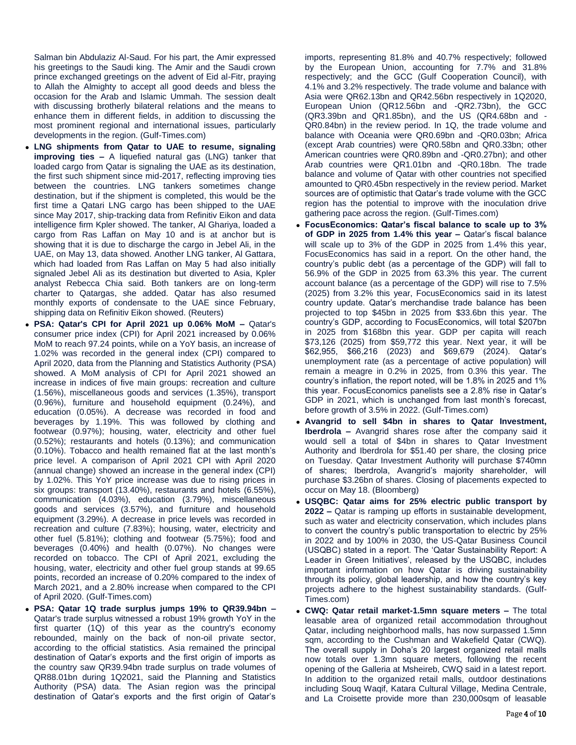Salman bin Abdulaziz Al-Saud. For his part, the Amir expressed his greetings to the Saudi king. The Amir and the Saudi crown prince exchanged greetings on the advent of Eid al-Fitr, praying to Allah the Almighty to accept all good deeds and bless the occasion for the Arab and Islamic Ummah. The session dealt with discussing brotherly bilateral relations and the means to enhance them in different fields, in addition to discussing the most prominent regional and international issues, particularly developments in the region. (Gulf-Times.com)

- **LNG shipments from Qatar to UAE to resume, signaling improving ties –** A liquefied natural gas (LNG) tanker that loaded cargo from Qatar is signaling the UAE as its destination, the first such shipment since mid-2017, reflecting improving ties between the countries. LNG tankers sometimes change destination, but if the shipment is completed, this would be the first time a Qatari LNG cargo has been shipped to the UAE since May 2017, ship-tracking data from Refinitiv Eikon and data intelligence firm Kpler showed. The tanker, Al Ghariya, loaded a cargo from Ras Laffan on May 10 and is at anchor but is showing that it is due to discharge the cargo in Jebel Ali, in the UAE, on May 13, data showed. Another LNG tanker, Al Gattara, which had loaded from Ras Laffan on May 5 had also initially signaled Jebel Ali as its destination but diverted to Asia, Kpler analyst Rebecca Chia said. Both tankers are on long-term charter to Qatargas, she added. Qatar has also resumed monthly exports of condensate to the UAE since February, shipping data on Refinitiv Eikon showed. (Reuters)
- **PSA: Qatar's CPI for April 2021 up 0.06% MoM –** Qatar's consumer price index (CPI) for April 2021 increased by 0.06% MoM to reach 97.24 points, while on a YoY basis, an increase of 1.02% was recorded in the general index (CPI) compared to April 2020, data from the Planning and Statistics Authority (PSA) showed. A MoM analysis of CPI for April 2021 showed an increase in indices of five main groups: recreation and culture (1.56%), miscellaneous goods and services (1.35%), transport (0.96%), furniture and household equipment (0.24%), and education (0.05%). A decrease was recorded in food and beverages by 1.19%. This was followed by clothing and footwear (0.97%); housing, water, electricity and other fuel (0.52%); restaurants and hotels (0.13%); and communication (0.10%). Tobacco and health remained flat at the last month's price level. A comparison of April 2021 CPI with April 2020 (annual change) showed an increase in the general index (CPI) by 1.02%. This YoY price increase was due to rising prices in six groups: transport (13.40%), restaurants and hotels (6.55%), communication (4.03%), education (3.79%), miscellaneous goods and services (3.57%), and furniture and household equipment (3.29%). A decrease in price levels was recorded in recreation and culture (7.83%); housing, water, electricity and other fuel (5.81%); clothing and footwear (5.75%); food and beverages (0.40%) and health (0.07%). No changes were recorded on tobacco. The CPI of April 2021, excluding the housing, water, electricity and other fuel group stands at 99.65 points, recorded an increase of 0.20% compared to the index of March 2021, and a 2.80% increase when compared to the CPI of April 2020. (Gulf-Times.com)
- **PSA: Qatar 1Q trade surplus jumps 19% to QR39.94bn –** Qatar's trade surplus witnessed a robust 19% growth YoY in the first quarter (1Q) of this year as the country's economy rebounded, mainly on the back of non-oil private sector, according to the official statistics. Asia remained the principal destination of Qatar's exports and the first origin of imports as the country saw QR39.94bn trade surplus on trade volumes of QR88.01bn during 1Q2021, said the Planning and Statistics Authority (PSA) data. The Asian region was the principal destination of Qatar's exports and the first origin of Qatar's imports, representing 81.8% and 40.7% respectively; followed by the European Union, accounting for 7.7% and 31.8% respectively; and the GCC (Gulf Cooperation Council), with 4.1% and 3.2% respectively. The trade volume and balance with Asia were QR62.13bn and QR42.56bn respectively in 1Q2020, European Union (QR12.56bn and -QR2.73bn), the GCC (QR3.39bn and QR1.85bn), and the US (QR4.68bn and -QR0.84bn) in the review period. In 1Q, the trade volume and balance with Oceania were QR0.69bn and -QR0.03bn; Africa (except Arab countries) were QR0.58bn and QR0.33bn; other American countries were QR0.89bn and -QR0.27bn); and other Arab countries were QR1.01bn and -QR0.18bn. The trade balance and volume of Qatar with other countries not specified amounted to QR0.45bn respectively in the review period. Market sources are of optimistic that Qatar's trade volume with the GCC region has the potential to improve with the inoculation drive gathering pace across the region. (Gulf-Times.com)
- **FocusEconomics: Qatar's fiscal balance to scale up to 3% of GDP in 2025 from 1.4% this year –** Qatar's fiscal balance will scale up to 3% of the GDP in 2025 from 1.4% this year, FocusEconomics has said in a report. On the other hand, the country's public debt (as a percentage of the GDP) will fall to 56.9% of the GDP in 2025 from 63.3% this year. The current account balance (as a percentage of the GDP) will rise to 7.5% (2025) from 3.2% this year, FocusEconomics said in its latest country update. Qatar's merchandise trade balance has been projected to top $45bn in 2025 from $33.6bn this year. The country's GDP, according to FocusEconomics, will total $207bn in 2025 from $168bn this year. GDP per capita will reach $73,126 (2025) from $59,772 this year. Next year, it will be $62,955, $66,216 (2023) and $69,679 (2024). Qatar's unemployment rate (as a percentage of active population) will remain a meagre in 0.2% in 2025, from 0.3% this year. The country's inflation, the report noted, will be 1.8% in 2025 and 1% this year. FocusEconomics panelists see a 2.8% rise in Qatar's GDP in 2021, which is unchanged from last month's forecast, before growth of 3.5% in 2022. (Gulf-Times.com)
- **Avangrid to sell $4bn in shares to Qatar Investment, Iberdrola –** Avangrid shares rose after the company said it would sell a total of $4bn in shares to Qatar Investment Authority and Iberdrola for $51.40 per share, the closing price on Tuesday. Qatar Investment Authority will purchase $740mn of shares; Iberdrola, Avangrid's majority shareholder, will purchase $3.26bn of shares. Closing of placements expected to occur on May 18. (Bloomberg)
- **USQBC: Qatar aims for 25% electric public transport by 2022 –** Qatar is ramping up efforts in sustainable development, such as water and electricity conservation, which includes plans to convert the country's public transportation to electric by 25% in 2022 and by 100% in 2030, the US-Qatar Business Council (USQBC) stated in a report. The 'Qatar Sustainability Report: A Leader in Green Initiatives', released by the USQBC, includes important information on how Qatar is driving sustainability through its policy, global leadership, and how the country's key projects adhere to the highest sustainability standards. (Gulf-Times.com)
- **CWQ: Qatar retail market-1.5mn square meters –** The total leasable area of organized retail accommodation throughout Qatar, including neighborhood malls, has now surpassed 1.5mn sqm, according to the Cushman and Wakefield Qatar (CWQ). The overall supply in Doha's 20 largest organized retail malls now totals over 1.3mn square meters, following the recent opening of the Galleria at Msheireb, CWQ said in a latest report. In addition to the organized retail malls, outdoor destinations including Souq Waqif, Katara Cultural Village, Medina Centrale, and La Croisette provide more than 230,000sqm of leasable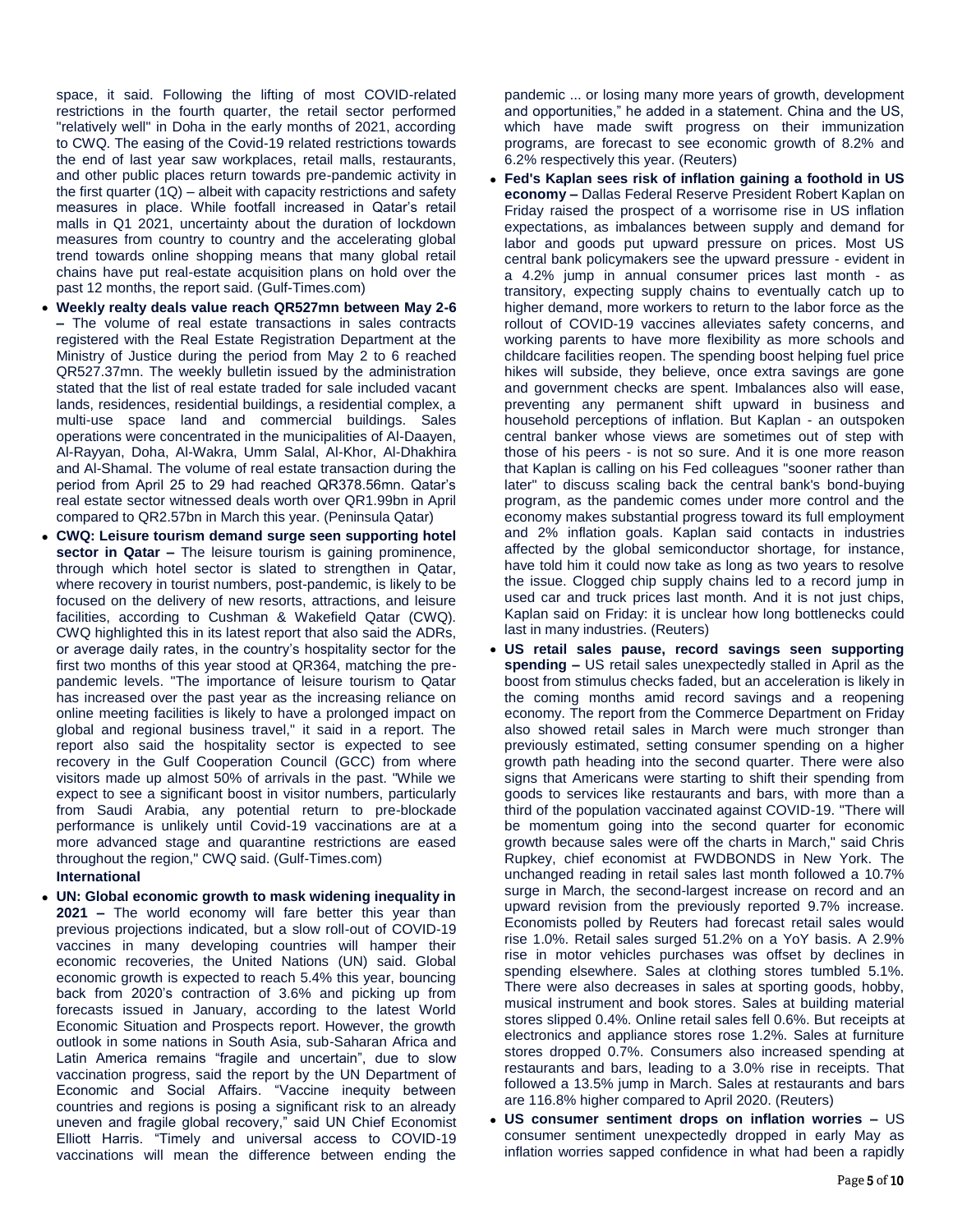space, it said. Following the lifting of most COVID-related restrictions in the fourth quarter, the retail sector performed "relatively well" in Doha in the early months of 2021, according to CWQ. The easing of the Covid-19 related restrictions towards the end of last year saw workplaces, retail malls, restaurants, and other public places return towards pre-pandemic activity in the first quarter (1Q) – albeit with capacity restrictions and safety measures in place. While footfall increased in Qatar's retail malls in Q1 2021, uncertainty about the duration of lockdown measures from country to country and the accelerating global trend towards online shopping means that many global retail chains have put real-estate acquisition plans on hold over the past 12 months, the report said. (Gulf-Times.com)

- **Weekly realty deals value reach QR527mn between May 2-6 –** The volume of real estate transactions in sales contracts registered with the Real Estate Registration Department at the Ministry of Justice during the period from May 2 to 6 reached QR527.37mn. The weekly bulletin issued by the administration stated that the list of real estate traded for sale included vacant lands, residences, residential buildings, a residential complex, a multi-use space land and commercial buildings. Sales operations were concentrated in the municipalities of Al-Daayen, Al-Rayyan, Doha, Al-Wakra, Umm Salal, Al-Khor, Al-Dhakhira and Al-Shamal. The volume of real estate transaction during the period from April 25 to 29 had reached QR378.56mn. Qatar's real estate sector witnessed deals worth over QR1.99bn in April compared to QR2.57bn in March this year. (Peninsula Qatar)
- **CWQ: Leisure tourism demand surge seen supporting hotel sector in Qatar –** The leisure tourism is gaining prominence, through which hotel sector is slated to strengthen in Qatar, where recovery in tourist numbers, post-pandemic, is likely to be focused on the delivery of new resorts, attractions, and leisure facilities, according to Cushman & Wakefield Qatar (CWQ). CWQ highlighted this in its latest report that also said the ADRs, or average daily rates, in the country's hospitality sector for the first two months of this year stood at QR364, matching the pre-pandemic levels. "The importance of leisure tourism to Qatar has increased over the past year as the increasing reliance on online meeting facilities is likely to have a prolonged impact on global and regional business travel," it said in a report. The report also said the hospitality sector is expected to see recovery in the Gulf Cooperation Council (GCC) from where visitors made up almost 50% of arrivals in the past. "While we expect to see a significant boost in visitor numbers, particularly from Saudi Arabia, any potential return to pre-blockade performance is unlikely until Covid-19 vaccinations are at a more advanced stage and quarantine restrictions are eased throughout the region," CWQ said. (Gulf-Times.com)

**International**

- **UN: Global economic growth to mask widening inequality in 2021 –** The world economy will fare better this year than previous projections indicated, but a slow roll-out of COVID-19 vaccines in many developing countries will hamper their economic recoveries, the United Nations (UN) said. Global economic growth is expected to reach 5.4% this year, bouncing back from 2020's contraction of 3.6% and picking up from forecasts issued in January, according to the latest World Economic Situation and Prospects report. However, the growth outlook in some nations in South Asia, sub-Saharan Africa and Latin America remains "fragile and uncertain", due to slow vaccination progress, said the report by the UN Department of Economic and Social Affairs. "Vaccine inequity between countries and regions is posing a significant risk to an already uneven and fragile global recovery," said UN Chief Economist Elliott Harris. "Timely and universal access to COVID-19 vaccinations will mean the difference between ending the pandemic ... or losing many more years of growth, development and opportunities," he added in a statement. China and the US, which have made swift progress on their immunization programs, are forecast to see economic growth of 8.2% and 6.2% respectively this year. (Reuters)
- **Fed's Kaplan sees risk of inflation gaining a foothold in US economy –** Dallas Federal Reserve President Robert Kaplan on Friday raised the prospect of a worrisome rise in US inflation expectations, as imbalances between supply and demand for labor and goods put upward pressure on prices. Most US central bank policymakers see the upward pressure - evident in a 4.2% jump in annual consumer prices last month - as transitory, expecting supply chains to eventually catch up to higher demand, more workers to return to the labor force as the rollout of COVID-19 vaccines alleviates safety concerns, and working parents to have more flexibility as more schools and childcare facilities reopen. The spending boost helping fuel price hikes will subside, they believe, once extra savings are gone and government checks are spent. Imbalances also will ease, preventing any permanent shift upward in business and household perceptions of inflation. But Kaplan - an outspoken central banker whose views are sometimes out of step with those of his peers - is not so sure. And it is one more reason that Kaplan is calling on his Fed colleagues "sooner rather than later" to discuss scaling back the central bank's bond-buying program, as the pandemic comes under more control and the economy makes substantial progress toward its full employment and 2% inflation goals. Kaplan said contacts in industries affected by the global semiconductor shortage, for instance, have told him it could now take as long as two years to resolve the issue. Clogged chip supply chains led to a record jump in used car and truck prices last month. And it is not just chips, Kaplan said on Friday: it is unclear how long bottlenecks could last in many industries. (Reuters)
- **US retail sales pause, record savings seen supporting spending –** US retail sales unexpectedly stalled in April as the boost from stimulus checks faded, but an acceleration is likely in the coming months amid record savings and a reopening economy. The report from the Commerce Department on Friday also showed retail sales in March were much stronger than previously estimated, setting consumer spending on a higher growth path heading into the second quarter. There were also signs that Americans were starting to shift their spending from goods to services like restaurants and bars, with more than a third of the population vaccinated against COVID-19. "There will be momentum going into the second quarter for economic growth because sales were off the charts in March," said Chris Rupkey, chief economist at FWDBONDS in New York. The unchanged reading in retail sales last month followed a 10.7% surge in March, the second-largest increase on record and an upward revision from the previously reported 9.7% increase. Economists polled by Reuters had forecast retail sales would rise 1.0%. Retail sales surged 51.2% on a YoY basis. A 2.9% rise in motor vehicles purchases was offset by declines in spending elsewhere. Sales at clothing stores tumbled 5.1%. There were also decreases in sales at sporting goods, hobby, musical instrument and book stores. Sales at building material stores slipped 0.4%. Online retail sales fell 0.6%. But receipts at electronics and appliance stores rose 1.2%. Sales at furniture stores dropped 0.7%. Consumers also increased spending at restaurants and bars, leading to a 3.0% rise in receipts. That followed a 13.5% jump in March. Sales at restaurants and bars are 116.8% higher compared to April 2020. (Reuters)
- **US consumer sentiment drops on inflation worries –** US consumer sentiment unexpectedly dropped in early May as inflation worries sapped confidence in what had been a rapidly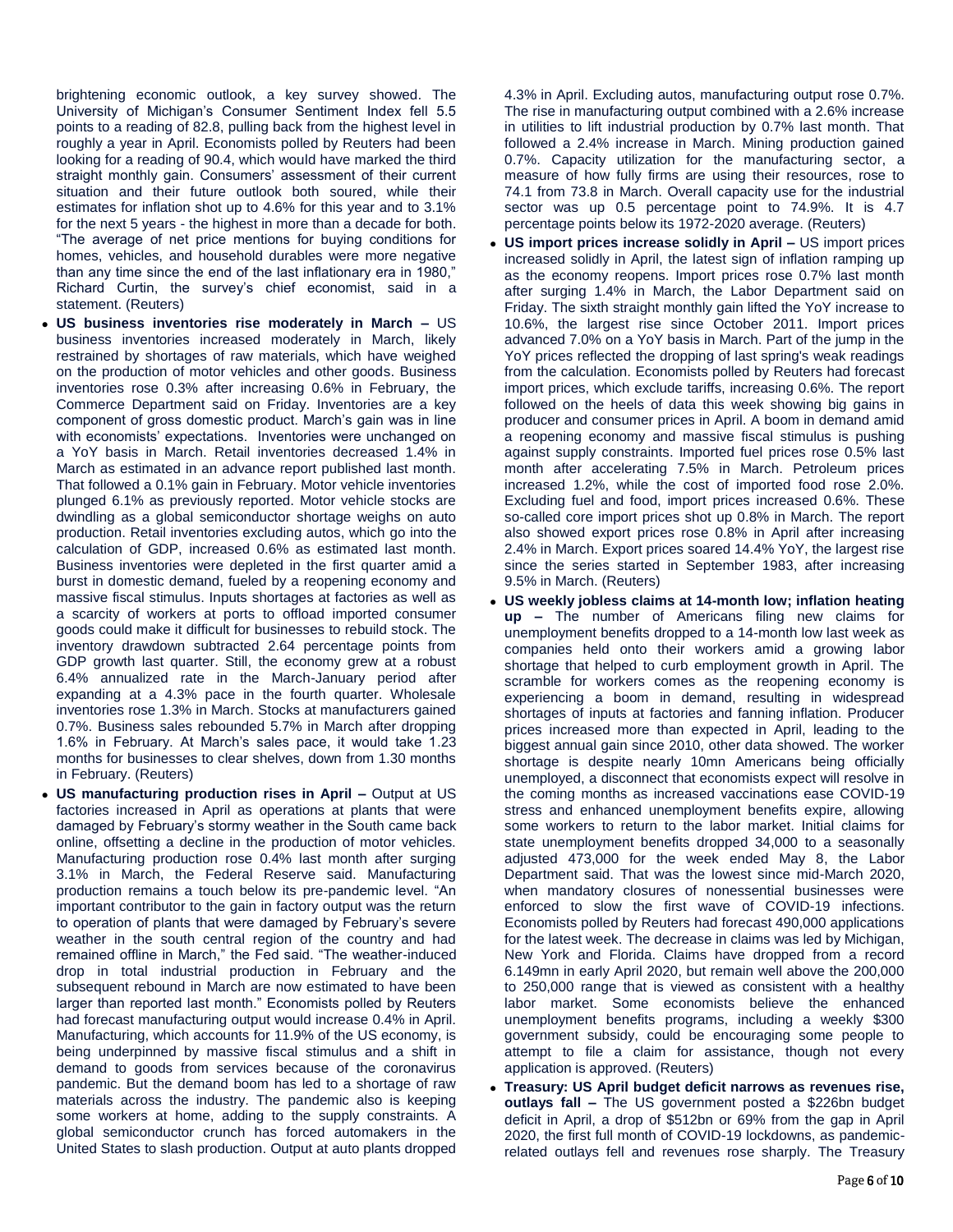brightening economic outlook, a key survey showed. The University of Michigan's Consumer Sentiment Index fell 5.5 points to a reading of 82.8, pulling back from the highest level in roughly a year in April. Economists polled by Reuters had been looking for a reading of 90.4, which would have marked the third straight monthly gain. Consumers' assessment of their current situation and their future outlook both soured, while their estimates for inflation shot up to 4.6% for this year and to 3.1% for the next 5 years - the highest in more than a decade for both. "The average of net price mentions for buying conditions for homes, vehicles, and household durables were more negative than any time since the end of the last inflationary era in 1980," Richard Curtin, the survey's chief economist, said in a statement. (Reuters)

- **US business inventories rise moderately in March –** US business inventories increased moderately in March, likely restrained by shortages of raw materials, which have weighed on the production of motor vehicles and other goods. Business inventories rose 0.3% after increasing 0.6% in February, the Commerce Department said on Friday. Inventories are a key component of gross domestic product. March's gain was in line with economists' expectations. Inventories were unchanged on a YoY basis in March. Retail inventories decreased 1.4% in March as estimated in an advance report published last month. That followed a 0.1% gain in February. Motor vehicle inventories plunged 6.1% as previously reported. Motor vehicle stocks are dwindling as a global semiconductor shortage weighs on auto production. Retail inventories excluding autos, which go into the calculation of GDP, increased 0.6% as estimated last month. Business inventories were depleted in the first quarter amid a burst in domestic demand, fueled by a reopening economy and massive fiscal stimulus. Inputs shortages at factories as well as a scarcity of workers at ports to offload imported consumer goods could make it difficult for businesses to rebuild stock. The inventory drawdown subtracted 2.64 percentage points from GDP growth last quarter. Still, the economy grew at a robust 6.4% annualized rate in the March-January period after expanding at a 4.3% pace in the fourth quarter. Wholesale inventories rose 1.3% in March. Stocks at manufacturers gained 0.7%. Business sales rebounded 5.7% in March after dropping 1.6% in February. At March's sales pace, it would take 1.23 months for businesses to clear shelves, down from 1.30 months in February. (Reuters)
- **US manufacturing production rises in April –** Output at US factories increased in April as operations at plants that were damaged by February's stormy weather in the South came back online, offsetting a decline in the production of motor vehicles. Manufacturing production rose 0.4% last month after surging 3.1% in March, the Federal Reserve said. Manufacturing production remains a touch below its pre-pandemic level. "An important contributor to the gain in factory output was the return to operation of plants that were damaged by February's severe weather in the south central region of the country and had remained offline in March," the Fed said. "The weather-induced drop in total industrial production in February and the subsequent rebound in March are now estimated to have been larger than reported last month." Economists polled by Reuters had forecast manufacturing output would increase 0.4% in April. Manufacturing, which accounts for 11.9% of the US economy, is being underpinned by massive fiscal stimulus and a shift in demand to goods from services because of the coronavirus pandemic. But the demand boom has led to a shortage of raw materials across the industry. The pandemic also is keeping some workers at home, adding to the supply constraints. A global semiconductor crunch has forced automakers in the United States to slash production. Output at auto plants dropped 4.3% in April. Excluding autos, manufacturing output rose 0.7%. The rise in manufacturing output combined with a 2.6% increase in utilities to lift industrial production by 0.7% last month. That followed a 2.4% increase in March. Mining production gained 0.7%. Capacity utilization for the manufacturing sector, a measure of how fully firms are using their resources, rose to 74.1 from 73.8 in March. Overall capacity use for the industrial sector was up 0.5 percentage point to 74.9%. It is 4.7 percentage points below its 1972-2020 average. (Reuters)
- **US import prices increase solidly in April –** US import prices increased solidly in April, the latest sign of inflation ramping up as the economy reopens. Import prices rose 0.7% last month after surging 1.4% in March, the Labor Department said on Friday. The sixth straight monthly gain lifted the YoY increase to 10.6%, the largest rise since October 2011. Import prices advanced 7.0% on a YoY basis in March. Part of the jump in the YoY prices reflected the dropping of last spring's weak readings from the calculation. Economists polled by Reuters had forecast import prices, which exclude tariffs, increasing 0.6%. The report followed on the heels of data this week showing big gains in producer and consumer prices in April. A boom in demand amid a reopening economy and massive fiscal stimulus is pushing against supply constraints. Imported fuel prices rose 0.5% last month after accelerating 7.5% in March. Petroleum prices increased 1.2%, while the cost of imported food rose 2.0%. Excluding fuel and food, import prices increased 0.6%. These so-called core import prices shot up 0.8% in March. The report also showed export prices rose 0.8% in April after increasing 2.4% in March. Export prices soared 14.4% YoY, the largest rise since the series started in September 1983, after increasing 9.5% in March. (Reuters)
- **US weekly jobless claims at 14-month low; inflation heating up –** The number of Americans filing new claims for unemployment benefits dropped to a 14-month low last week as companies held onto their workers amid a growing labor shortage that helped to curb employment growth in April. The scramble for workers comes as the reopening economy is experiencing a boom in demand, resulting in widespread shortages of inputs at factories and fanning inflation. Producer prices increased more than expected in April, leading to the biggest annual gain since 2010, other data showed. The worker shortage is despite nearly 10mn Americans being officially unemployed, a disconnect that economists expect will resolve in the coming months as increased vaccinations ease COVID-19 stress and enhanced unemployment benefits expire, allowing some workers to return to the labor market. Initial claims for state unemployment benefits dropped 34,000 to a seasonally adjusted 473,000 for the week ended May 8, the Labor Department said. That was the lowest since mid-March 2020, when mandatory closures of nonessential businesses were enforced to slow the first wave of COVID-19 infections. Economists polled by Reuters had forecast 490,000 applications for the latest week. The decrease in claims was led by Michigan, New York and Florida. Claims have dropped from a record 6.149mn in early April 2020, but remain well above the 200,000 to 250,000 range that is viewed as consistent with a healthy labor market. Some economists believe the enhanced unemployment benefits programs, including a weekly $300 government subsidy, could be encouraging some people to attempt to file a claim for assistance, though not every application is approved. (Reuters)
- **Treasury: US April budget deficit narrows as revenues rise, outlays fall –** The US government posted a $226bn budget deficit in April, a drop of $512bn or 69% from the gap in April 2020, the first full month of COVID-19 lockdowns, as pandemic-related outlays fell and revenues rose sharply. The Treasury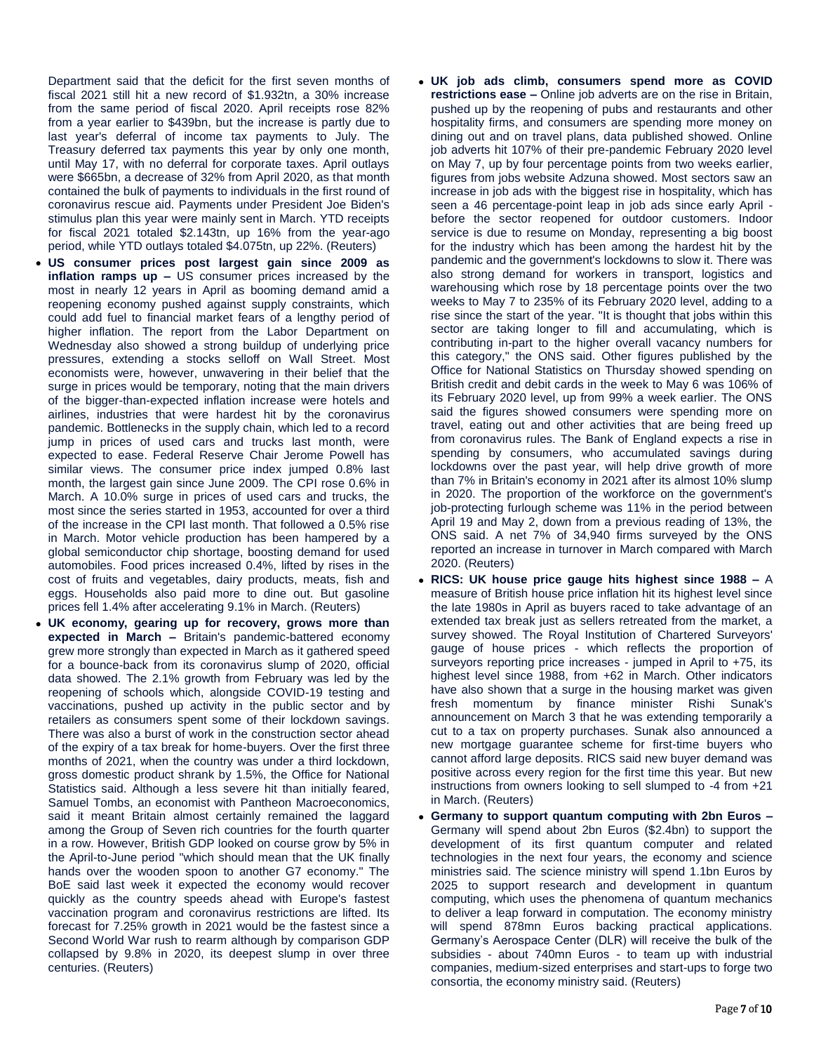Department said that the deficit for the first seven months of fiscal 2021 still hit a new record of $1.932tn, a 30% increase from the same period of fiscal 2020. April receipts rose 82% from a year earlier to $439bn, but the increase is partly due to last year's deferral of income tax payments to July. The Treasury deferred tax payments this year by only one month, until May 17, with no deferral for corporate taxes. April outlays were $665bn, a decrease of 32% from April 2020, as that month contained the bulk of payments to individuals in the first round of coronavirus rescue aid. Payments under President Joe Biden's stimulus plan this year were mainly sent in March. YTD receipts for fiscal 2021 totaled $2.143tn, up 16% from the year-ago period, while YTD outlays totaled $4.075tn, up 22%. (Reuters)

- **US consumer prices post largest gain since 2009 as inflation ramps up –** US consumer prices increased by the most in nearly 12 years in April as booming demand amid a reopening economy pushed against supply constraints, which could add fuel to financial market fears of a lengthy period of higher inflation. The report from the Labor Department on Wednesday also showed a strong buildup of underlying price pressures, extending a stocks selloff on Wall Street. Most economists were, however, unwavering in their belief that the surge in prices would be temporary, noting that the main drivers of the bigger-than-expected inflation increase were hotels and airlines, industries that were hardest hit by the coronavirus pandemic. Bottlenecks in the supply chain, which led to a record jump in prices of used cars and trucks last month, were expected to ease. Federal Reserve Chair Jerome Powell has similar views. The consumer price index jumped 0.8% last month, the largest gain since June 2009. The CPI rose 0.6% in March. A 10.0% surge in prices of used cars and trucks, the most since the series started in 1953, accounted for over a third of the increase in the CPI last month. That followed a 0.5% rise in March. Motor vehicle production has been hampered by a global semiconductor chip shortage, boosting demand for used automobiles. Food prices increased 0.4%, lifted by rises in the cost of fruits and vegetables, dairy products, meats, fish and eggs. Households also paid more to dine out. But gasoline prices fell 1.4% after accelerating 9.1% in March. (Reuters)
- **UK economy, gearing up for recovery, grows more than expected in March –** Britain's pandemic-battered economy grew more strongly than expected in March as it gathered speed for a bounce-back from its coronavirus slump of 2020, official data showed. The 2.1% growth from February was led by the reopening of schools which, alongside COVID-19 testing and vaccinations, pushed up activity in the public sector and by retailers as consumers spent some of their lockdown savings. There was also a burst of work in the construction sector ahead of the expiry of a tax break for home-buyers. Over the first three months of 2021, when the country was under a third lockdown, gross domestic product shrank by 1.5%, the Office for National Statistics said. Although a less severe hit than initially feared, Samuel Tombs, an economist with Pantheon Macroeconomics, said it meant Britain almost certainly remained the laggard among the Group of Seven rich countries for the fourth quarter in a row. However, British GDP looked on course grow by 5% in the April-to-June period "which should mean that the UK finally hands over the wooden spoon to another G7 economy." The BoE said last week it expected the economy would recover quickly as the country speeds ahead with Europe's fastest vaccination program and coronavirus restrictions are lifted. Its forecast for 7.25% growth in 2021 would be the fastest since a Second World War rush to rearm although by comparison GDP collapsed by 9.8% in 2020, its deepest slump in over three centuries. (Reuters)
- **UK job ads climb, consumers spend more as COVID restrictions ease –** Online job adverts are on the rise in Britain, pushed up by the reopening of pubs and restaurants and other hospitality firms, and consumers are spending more money on dining out and on travel plans, data published showed. Online job adverts hit 107% of their pre-pandemic February 2020 level on May 7, up by four percentage points from two weeks earlier, figures from jobs website Adzuna showed. Most sectors saw an increase in job ads with the biggest rise in hospitality, which has seen a 46 percentage-point leap in job ads since early April - before the sector reopened for outdoor customers. Indoor service is due to resume on Monday, representing a big boost for the industry which has been among the hardest hit by the pandemic and the government's lockdowns to slow it. There was also strong demand for workers in transport, logistics and warehousing which rose by 18 percentage points over the two weeks to May 7 to 235% of its February 2020 level, adding to a rise since the start of the year. "It is thought that jobs within this sector are taking longer to fill and accumulating, which is contributing in-part to the higher overall vacancy numbers for this category," the ONS said. Other figures published by the Office for National Statistics on Thursday showed spending on British credit and debit cards in the week to May 6 was 106% of its February 2020 level, up from 99% a week earlier. The ONS said the figures showed consumers were spending more on travel, eating out and other activities that are being freed up from coronavirus rules. The Bank of England expects a rise in spending by consumers, who accumulated savings during lockdowns over the past year, will help drive growth of more than 7% in Britain's economy in 2021 after its almost 10% slump in 2020. The proportion of the workforce on the government's job-protecting furlough scheme was 11% in the period between April 19 and May 2, down from a previous reading of 13%, the ONS said. A net 7% of 34,940 firms surveyed by the ONS reported an increase in turnover in March compared with March 2020. (Reuters)
- **RICS: UK house price gauge hits highest since 1988 –** A measure of British house price inflation hit its highest level since the late 1980s in April as buyers raced to take advantage of an extended tax break just as sellers retreated from the market, a survey showed. The Royal Institution of Chartered Surveyors' gauge of house prices - which reflects the proportion of surveyors reporting price increases - jumped in April to +75, its highest level since 1988, from +62 in March. Other indicators have also shown that a surge in the housing market was given fresh momentum by finance minister Rishi Sunak's announcement on March 3 that he was extending temporarily a cut to a tax on property purchases. Sunak also announced a new mortgage guarantee scheme for first-time buyers who cannot afford large deposits. RICS said new buyer demand was positive across every region for the first time this year. But new instructions from owners looking to sell slumped to -4 from +21 in March. (Reuters)
- **Germany to support quantum computing with 2bn Euros –** Germany will spend about 2bn Euros ($2.4bn) to support the development of its first quantum computer and related technologies in the next four years, the economy and science ministries said. The science ministry will spend 1.1bn Euros by 2025 to support research and development in quantum computing, which uses the phenomena of quantum mechanics to deliver a leap forward in computation. The economy ministry will spend 878mn Euros backing practical applications. Germany's Aerospace Center (DLR) will receive the bulk of the subsidies - about 740mn Euros - to team up with industrial companies, medium-sized enterprises and start-ups to forge two consortia, the economy ministry said. (Reuters)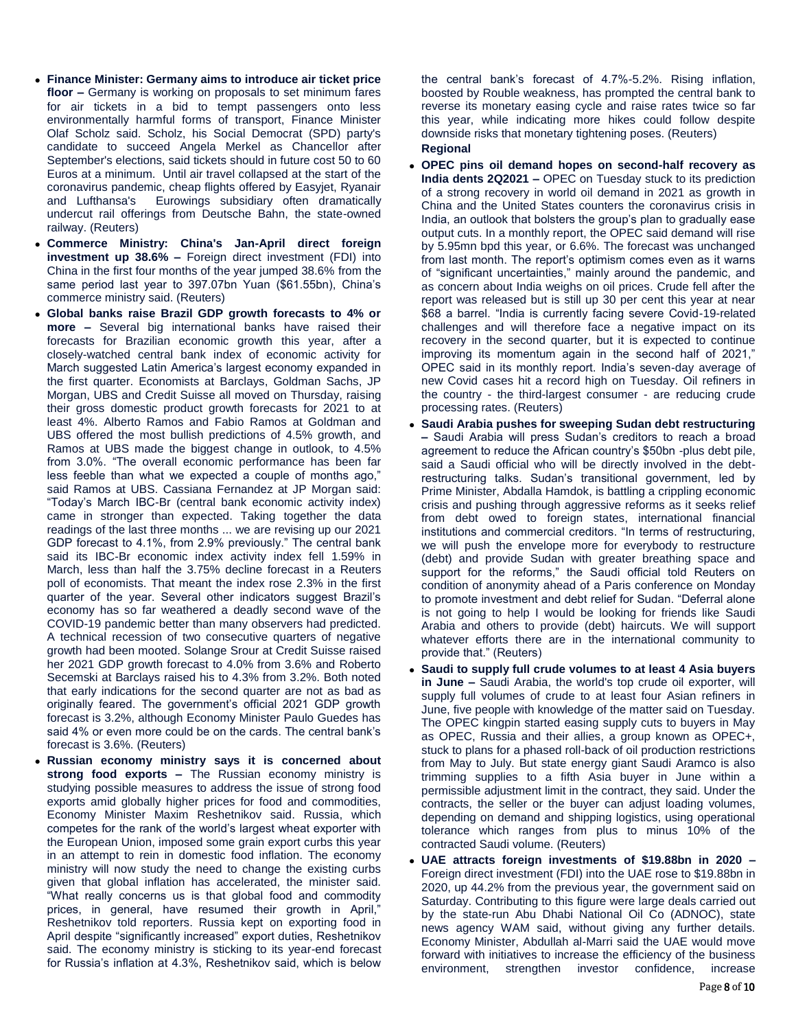- **Finance Minister: Germany aims to introduce air ticket price floor –** Germany is working on proposals to set minimum fares for air tickets in a bid to tempt passengers onto less environmentally harmful forms of transport, Finance Minister Olaf Scholz said. Scholz, his Social Democrat (SPD) party's candidate to succeed Angela Merkel as Chancellor after September's elections, said tickets should in future cost 50 to 60 Euros at a minimum. Until air travel collapsed at the start of the coronavirus pandemic, cheap flights offered by Easyjet, Ryanair and Lufthansa's Eurowings subsidiary often dramatically undercut rail offerings from Deutsche Bahn, the state-owned railway. (Reuters)
- **Commerce Ministry: China's Jan-April direct foreign investment up 38.6% –** Foreign direct investment (FDI) into China in the first four months of the year jumped 38.6% from the same period last year to 397.07bn Yuan ($61.55bn), China's commerce ministry said. (Reuters)
- **Global banks raise Brazil GDP growth forecasts to 4% or more –** Several big international banks have raised their forecasts for Brazilian economic growth this year, after a closely-watched central bank index of economic activity for March suggested Latin America's largest economy expanded in the first quarter. Economists at Barclays, Goldman Sachs, JP Morgan, UBS and Credit Suisse all moved on Thursday, raising their gross domestic product growth forecasts for 2021 to at least 4%. Alberto Ramos and Fabio Ramos at Goldman and UBS offered the most bullish predictions of 4.5% growth, and Ramos at UBS made the biggest change in outlook, to 4.5% from 3.0%. "The overall economic performance has been far less feeble than what we expected a couple of months ago," said Ramos at UBS. Cassiana Fernandez at JP Morgan said: "Today's March IBC-Br (central bank economic activity index) came in stronger than expected. Taking together the data readings of the last three months ... we are revising up our 2021 GDP forecast to 4.1%, from 2.9% previously." The central bank said its IBC-Br economic index activity index fell 1.59% in March, less than half the 3.75% decline forecast in a Reuters poll of economists. That meant the index rose 2.3% in the first quarter of the year. Several other indicators suggest Brazil's economy has so far weathered a deadly second wave of the COVID-19 pandemic better than many observers had predicted. A technical recession of two consecutive quarters of negative growth had been mooted. Solange Srour at Credit Suisse raised her 2021 GDP growth forecast to 4.0% from 3.6% and Roberto Secemski at Barclays raised his to 4.3% from 3.2%. Both noted that early indications for the second quarter are not as bad as originally feared. The government's official 2021 GDP growth forecast is 3.2%, although Economy Minister Paulo Guedes has said 4% or even more could be on the cards. The central bank's forecast is 3.6%. (Reuters)
- **Russian economy ministry says it is concerned about strong food exports –** The Russian economy ministry is studying possible measures to address the issue of strong food exports amid globally higher prices for food and commodities, Economy Minister Maxim Reshetnikov said. Russia, which competes for the rank of the world's largest wheat exporter with the European Union, imposed some grain export curbs this year in an attempt to rein in domestic food inflation. The economy ministry will now study the need to change the existing curbs given that global inflation has accelerated, the minister said. "What really concerns us is that global food and commodity prices, in general, have resumed their growth in April," Reshetnikov told reporters. Russia kept on exporting food in April despite "significantly increased" export duties, Reshetnikov said. The economy ministry is sticking to its year-end forecast for Russia's inflation at 4.3%, Reshetnikov said, which is below the central bank's forecast of 4.7%-5.2%. Rising inflation, boosted by Rouble weakness, has prompted the central bank to reverse its monetary easing cycle and raise rates twice so far this year, while indicating more hikes could follow despite downside risks that monetary tightening poses. (Reuters)

**Regional**

- **OPEC pins oil demand hopes on second-half recovery as India dents 2Q2021 –** OPEC on Tuesday stuck to its prediction of a strong recovery in world oil demand in 2021 as growth in China and the United States counters the coronavirus crisis in India, an outlook that bolsters the group's plan to gradually ease output cuts. In a monthly report, the OPEC said demand will rise by 5.95mn bpd this year, or 6.6%. The forecast was unchanged from last month. The report's optimism comes even as it warns of "significant uncertainties," mainly around the pandemic, and as concern about India weighs on oil prices. Crude fell after the report was released but is still up 30 per cent this year at near $68 a barrel. "India is currently facing severe Covid-19-related challenges and will therefore face a negative impact on its recovery in the second quarter, but it is expected to continue improving its momentum again in the second half of 2021," OPEC said in its monthly report. India's seven-day average of new Covid cases hit a record high on Tuesday. Oil refiners in the country - the third-largest consumer - are reducing crude processing rates. (Reuters)
- **Saudi Arabia pushes for sweeping Sudan debt restructuring –** Saudi Arabia will press Sudan's creditors to reach a broad agreement to reduce the African country's $50bn -plus debt pile, said a Saudi official who will be directly involved in the debt-restructuring talks. Sudan's transitional government, led by Prime Minister, Abdalla Hamdok, is battling a crippling economic crisis and pushing through aggressive reforms as it seeks relief from debt owed to foreign states, international financial institutions and commercial creditors. "In terms of restructuring, we will push the envelope more for everybody to restructure (debt) and provide Sudan with greater breathing space and support for the reforms," the Saudi official told Reuters on condition of anonymity ahead of a Paris conference on Monday to promote investment and debt relief for Sudan. "Deferral alone is not going to help I would be looking for friends like Saudi Arabia and others to provide (debt) haircuts. We will support whatever efforts there are in the international community to provide that." (Reuters)
- **Saudi to supply full crude volumes to at least 4 Asia buyers in June –** Saudi Arabia, the world's top crude oil exporter, will supply full volumes of crude to at least four Asian refiners in June, five people with knowledge of the matter said on Tuesday. The OPEC kingpin started easing supply cuts to buyers in May as OPEC, Russia and their allies, a group known as OPEC+, stuck to plans for a phased roll-back of oil production restrictions from May to July. But state energy giant Saudi Aramco is also trimming supplies to a fifth Asia buyer in June within a permissible adjustment limit in the contract, they said. Under the contracts, the seller or the buyer can adjust loading volumes, depending on demand and shipping logistics, using operational tolerance which ranges from plus to minus 10% of the contracted Saudi volume. (Reuters)
- **UAE attracts foreign investments of $19.88bn in 2020 –** Foreign direct investment (FDI) into the UAE rose to $19.88bn in 2020, up 44.2% from the previous year, the government said on Saturday. Contributing to this figure were large deals carried out by the state-run Abu Dhabi National Oil Co (ADNOC), state news agency WAM said, without giving any further details. Economy Minister, Abdullah al-Marri said the UAE would move forward with initiatives to increase the efficiency of the business environment, strengthen investor confidence, increase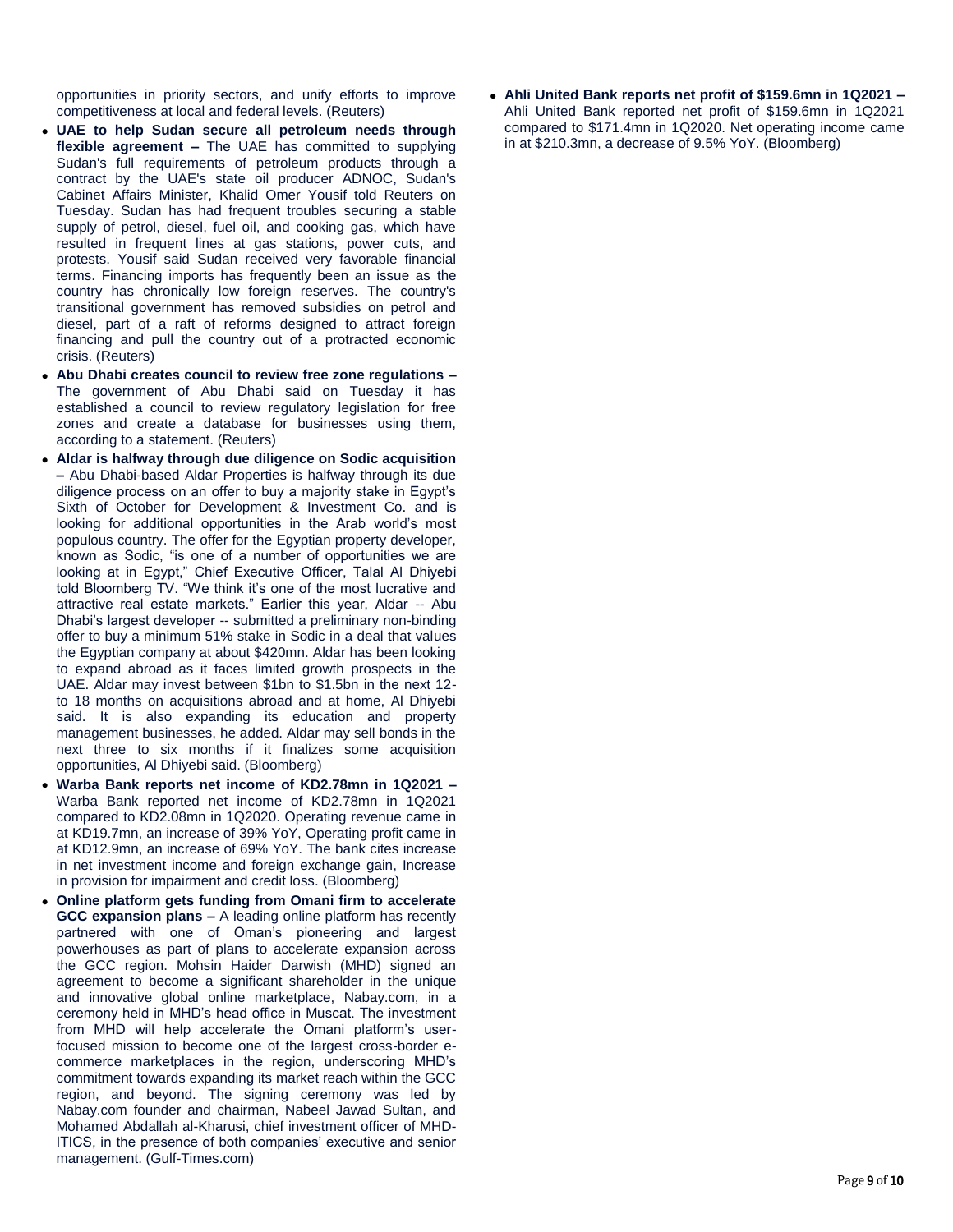opportunities in priority sectors, and unify efforts to improve competitiveness at local and federal levels. (Reuters)

- **UAE to help Sudan secure all petroleum needs through flexible agreement –** The UAE has committed to supplying Sudan's full requirements of petroleum products through a contract by the UAE's state oil producer ADNOC, Sudan's Cabinet Affairs Minister, Khalid Omer Yousif told Reuters on Tuesday. Sudan has had frequent troubles securing a stable supply of petrol, diesel, fuel oil, and cooking gas, which have resulted in frequent lines at gas stations, power cuts, and protests. Yousif said Sudan received very favorable financial terms. Financing imports has frequently been an issue as the country has chronically low foreign reserves. The country's transitional government has removed subsidies on petrol and diesel, part of a raft of reforms designed to attract foreign financing and pull the country out of a protracted economic crisis. (Reuters)
- **Abu Dhabi creates council to review free zone regulations –** The government of Abu Dhabi said on Tuesday it has established a council to review regulatory legislation for free zones and create a database for businesses using them, according to a statement. (Reuters)
- **Aldar is halfway through due diligence on Sodic acquisition –** Abu Dhabi-based Aldar Properties is halfway through its due diligence process on an offer to buy a majority stake in Egypt's Sixth of October for Development & Investment Co. and is looking for additional opportunities in the Arab world's most populous country. The offer for the Egyptian property developer, known as Sodic, "is one of a number of opportunities we are looking at in Egypt," Chief Executive Officer, Talal Al Dhiyebi told Bloomberg TV. "We think it's one of the most lucrative and attractive real estate markets." Earlier this year, Aldar -- Abu Dhabi's largest developer -- submitted a preliminary non-binding offer to buy a minimum 51% stake in Sodic in a deal that values the Egyptian company at about $420mn. Aldar has been looking to expand abroad as it faces limited growth prospects in the UAE. Aldar may invest between $1bn to $1.5bn in the next 12- to 18 months on acquisitions abroad and at home, Al Dhiyebi said. It is also expanding its education and property management businesses, he added. Aldar may sell bonds in the next three to six months if it finalizes some acquisition opportunities, Al Dhiyebi said. (Bloomberg)
- **Warba Bank reports net income of KD2.78mn in 1Q2021 –** Warba Bank reported net income of KD2.78mn in 1Q2021 compared to KD2.08mn in 1Q2020. Operating revenue came in at KD19.7mn, an increase of 39% YoY, Operating profit came in at KD12.9mn, an increase of 69% YoY. The bank cites increase in net investment income and foreign exchange gain, Increase in provision for impairment and credit loss. (Bloomberg)
- **Online platform gets funding from Omani firm to accelerate GCC expansion plans –** A leading online platform has recently partnered with one of Oman's pioneering and largest powerhouses as part of plans to accelerate expansion across the GCC region. Mohsin Haider Darwish (MHD) signed an agreement to become a significant shareholder in the unique and innovative global online marketplace, Nabay.com, in a ceremony held in MHD's head office in Muscat. The investment from MHD will help accelerate the Omani platform's user-focused mission to become one of the largest cross-border e-commerce marketplaces in the region, underscoring MHD's commitment towards expanding its market reach within the GCC region, and beyond. The signing ceremony was led by Nabay.com founder and chairman, Nabeel Jawad Sultan, and Mohamed Abdallah al-Kharusi, chief investment officer of MHD-ITICS, in the presence of both companies' executive and senior management. (Gulf-Times.com)
- **Ahli United Bank reports net profit of $159.6mn in 1Q2021 –** Ahli United Bank reported net profit of $159.6mn in 1Q2021 compared to $171.4mn in 1Q2020. Net operating income came in at $210.3mn, a decrease of 9.5% YoY. (Bloomberg)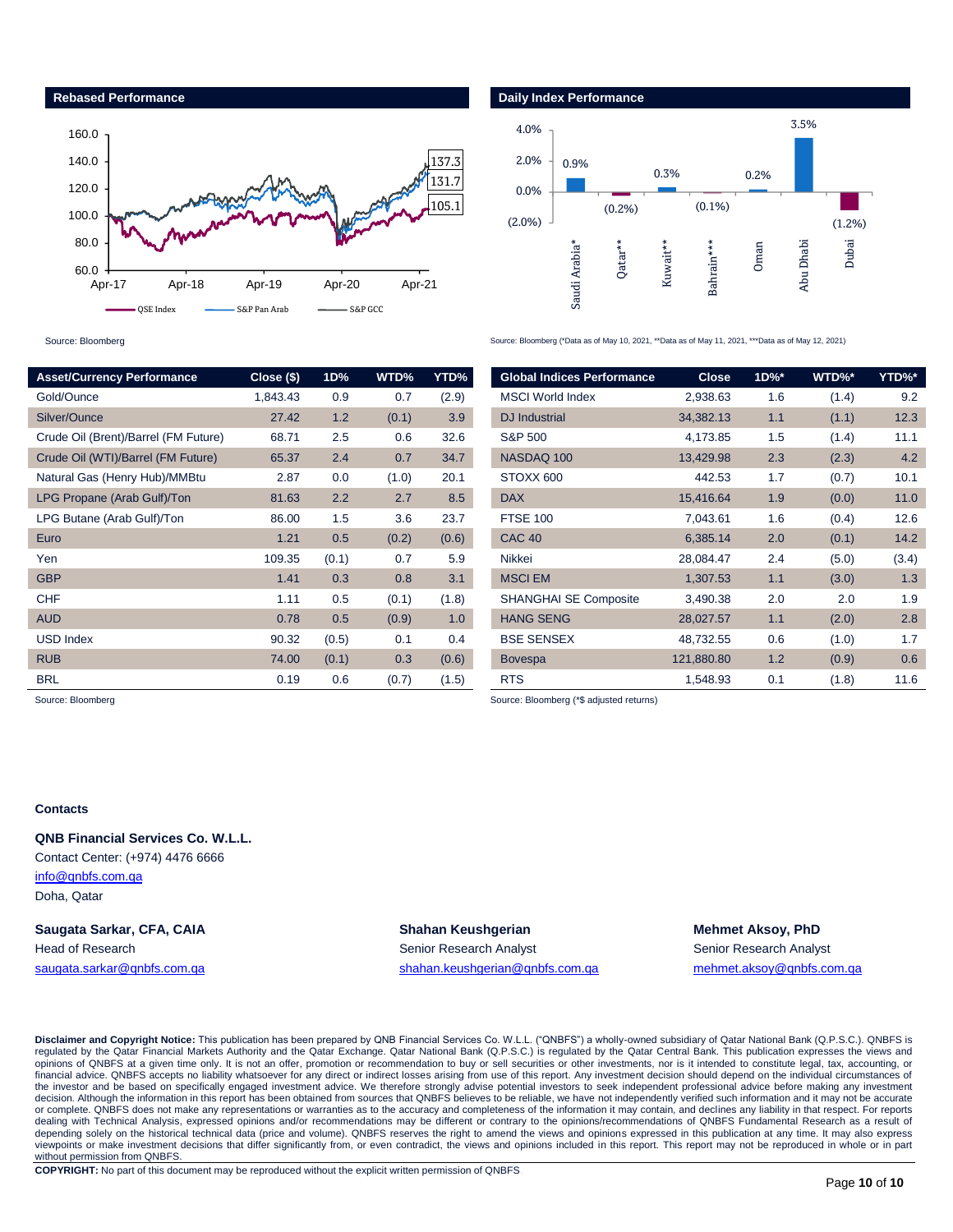**Rebased Performance**

160.0
140.0
120.0
100.0
80.0
60.0
Apr-17
Apr-18
Apr-19
Apr-20
Apr-21
137.3
131.7
105.1
QSE Index
S&P Pan Arab
S&P GCC

Source: Bloomberg

**Daily Index Performance**

4.0%
2.0%
0.0%
(2.0%)
0.9%
(0.2%)
0.3%
(0.1%)
0.2%
3.5%
(1.2%)
Saudi Arabia*
Qatar**
Kuwait**
Bahrain***
Oman
Abu Dhabi
Dubai

Source: Bloomberg (*Data as of May 10, 2021, **Data as of May 11, 2021, ***Data as of May 12, 2021)

| Asset/Currency Performance | Close ($) | 1D% | WTD% | YTD% |
|---|---|---|---|---|
| Gold/Ounce | 1,843.43 | 0.9 | 0.7 | (2.9) |
| Silver/Ounce | 27.42 | 1.2 | (0.1) | 3.9 |
| Crude Oil (Brent)/Barrel (FM Future) | 68.71 | 2.5 | 0.6 | 32.6 |
| Crude Oil (WTI)/Barrel (FM Future) | 65.37 | 2.4 | 0.7 | 34.7 |
| Natural Gas (Henry Hub)/MMBtu | 2.87 | 0.0 | (1.0) | 20.1 |
| LPG Propane (Arab Gulf)/Ton | 81.63 | 2.2 | 2.7 | 8.5 |
| LPG Butane (Arab Gulf)/Ton | 86.00 | 1.5 | 3.6 | 23.7 |
| Euro | 1.21 | 0.5 | (0.2) | (0.6) |
| Yen | 109.35 | (0.1) | 0.7 | 5.9 |
| GBP | 1.41 | 0.3 | 0.8 | 3.1 |
| CHF | 1.11 | 0.5 | (0.1) | (1.8) |
| AUD | 0.78 | 0.5 | (0.9) | 1.0 |
| USD Index | 90.32 | (0.5) | 0.1 | 0.4 |
| RUB | 74.00 | (0.1) | 0.3 | (0.6) |
| BRL | 0.19 | 0.6 | (0.7) | (1.5) |

Source: Bloomberg

| Global Indices Performance | Close | 1D%* | WTD%* | YTD%* |
|---|---|---|---|---|
| MSCI World Index | 2,938.63 | 1.6 | (1.4) | 9.2 |
| DJ Industrial | 34,382.13 | 1.1 | (1.1) | 12.3 |
| S&P 500 | 4,173.85 | 1.5 | (1.4) | 11.1 |
| NASDAQ 100 | 13,429.98 | 2.3 | (2.3) | 4.2 |
| STOXX 600 | 442.53 | 1.7 | (0.7) | 10.1 |
| DAX | 15,416.64 | 1.9 | (0.0) | 11.0 |
| FTSE 100 | 7,043.61 | 1.6 | (0.4) | 12.6 |
| CAC 40 | 6,385.14 | 2.0 | (0.1) | 14.2 |
| Nikkei | 28,084.47 | 2.4 | (5.0) | (3.4) |
| MSCI EM | 1,307.53 | 1.1 | (3.0) | 1.3 |
| SHANGHAI SE Composite | 3,490.38 | 2.0 | 2.0 | 1.9 |
| HANG SENG | 28,027.57 | 1.1 | (2.0) | 2.8 |
| BSE SENSEX | 48,732.55 | 0.6 | (1.0) | 1.7 |
| Bovespa | 121,880.80 | 1.2 | (0.9) | 0.6 |
| RTS | 1,548.93 | 0.1 | (1.8) | 11.6 |

Source: Bloomberg (*$ adjusted returns)

**Contacts**

**QNB Financial Services Co. W.L.L.**
Contact Center: (+974) 4476 6666
info@qnbfs.com.qa
Doha, Qatar

**Saugata Sarkar, CFA, CAIA**
Head of Research
saugata.sarkar@qnbfs.com.qa

**Shahan Keushgerian**
Senior Research Analyst
shahan.keushgerian@qnbfs.com.qa

**Mehmet Aksoy, PhD**
Senior Research Analyst
mehmet.aksoy@qnbfs.com.qa

**Disclaimer and Copyright Notice:** This publication has been prepared by QNB Financial Services Co. W.L.L. ("QNBFS") a wholly-owned subsidiary of Qatar National Bank (Q.P.S.C.). QNBFS is regulated by the Qatar Financial Markets Authority and the Qatar Exchange. Qatar National Bank (Q.P.S.C.) is regulated by the Qatar Central Bank. This publication expresses the views and opinions of QNBFS at a given time only. It is not an offer, promotion or recommendation to buy or sell securities or other investments, nor is it intended to constitute legal, tax, accounting, or financial advice. QNBFS accepts no liability whatsoever for any direct or indirect losses arising from use of this report. Any investment decision should depend on the individual circumstances of the investor and be based on specifically engaged investment advice. We therefore strongly advise potential investors to seek independent professional advice before making any investment decision. Although the information in this report has been obtained from sources that QNBFS believes to be reliable, we have not independently verified such information and it may not be accurate or complete. QNBFS does not make any representations or warranties as to the accuracy and completeness of the information it may contain, and declines any liability in that respect. For reports dealing with Technical Analysis, expressed opinions and/or recommendations may be different or contrary to the opinions/recommendations of QNBFS Fundamental Research as a result of depending solely on the historical technical data (price and volume). QNBFS reserves the right to amend the views and opinions expressed in this publication at any time. It may also express viewpoints or make investment decisions that differ significantly from, or even contradict, the views and opinions included in this report. This report may not be reproduced in whole or in part without permission from QNBFS.

**COPYRIGHT:** No part of this document may be reproduced without the explicit written permission of QNBFS